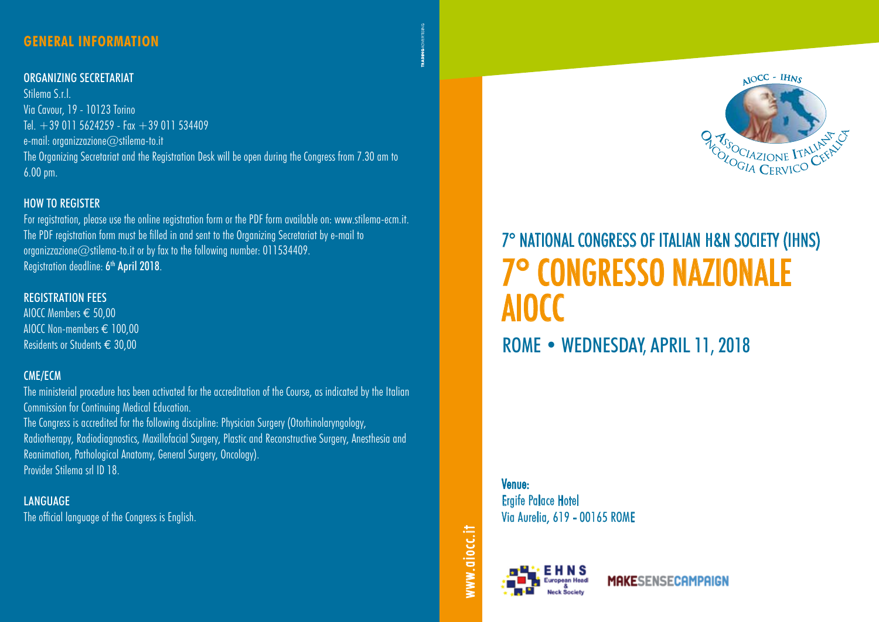## GENERAL INFORMATION

### ORGANIZING SECRETARIAT

Stilema S.r.l.
Via Cavour, 19 - 10123 Torino
Tel. +39 011 5624259 - Fax +39 011 534409
e-mail: organizzazione@stilema-to.it
The Organizing Secretariat and the Registration Desk will be open during the Congress from 7.30 am to 6.00 pm.

### HOW TO REGISTER

For registration, please use the online registration form or the PDF form available on: www.stilema-ecm.it.
The PDF registration form must be filled in and sent to the Organizing Secretariat by e-mail to organizzazione@stilema-to.it or by fax to the following number: 011534409.
Registration deadline: **6th April 2018**.

### REGISTRATION FEES

AIOCC Members € 50,00
AIOCC Non-members € 100,00
Residents or Students € 30,00

### CME/ECM

The ministerial procedure has been activated for the accreditation of the Course, as indicated by the Italian Commission for Continuing Medical Education.
The Congress is accredited for the following discipline: Physician Surgery (Otorhinolaryngology, Radiotherapy, Radiodiagnostics, Maxillofacial Surgery, Plastic and Reconstructive Surgery, Anesthesia and Reanimation, Pathological Anatomy, General Surgery, Oncology).
Provider Stilema srl ID 18.

### LANGUAGE

The official language of the Congress is English.

AIOCC - IHNS
Associazione Italiana Oncologia Cervico Cefalica

# 7° NATIONAL CONGRESS OF ITALIAN H&N SOCIETY (IHNS)
# 7° CONGRESSO NAZIONALE AIOCC

## ROME • WEDNESDAY, APRIL 11, 2018

**Venue:**
Ergife Palace Hotel
Via Aurelia, 619 - 00165 ROME

www.aiocc.it

EHNS European Head & Neck Society

MAKESENSECAMPAIGN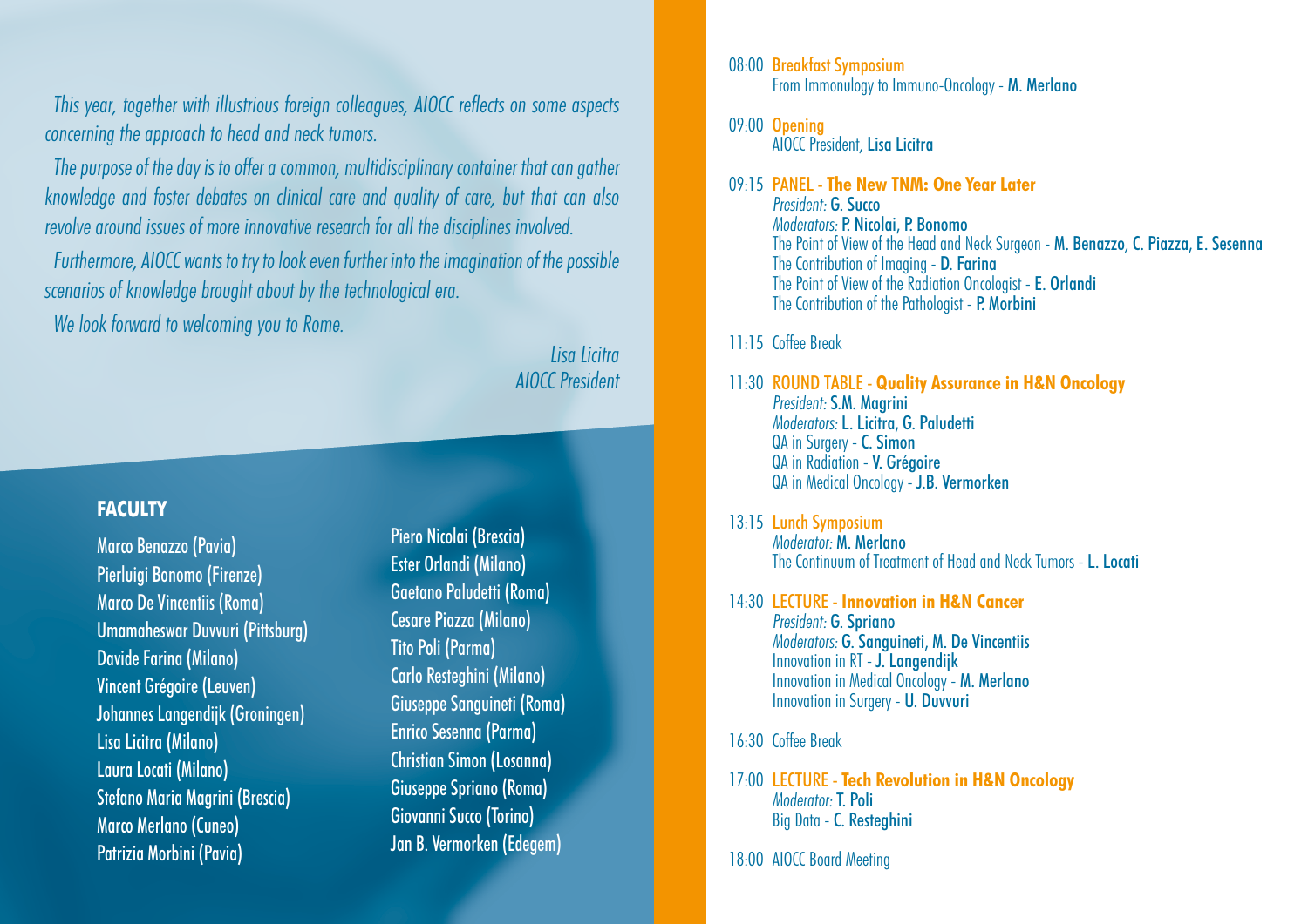*This year, together with illustrious foreign colleagues, AIOCC reflects on some aspects concerning the approach to head and neck tumors.*

*The purpose of the day is to offer a common, multidisciplinary container that can gather knowledge and foster debates on clinical care and quality of care, but that can also revolve around issues of more innovative research for all the disciplines involved.*

*Furthermore, AIOCC wants to try to look even further into the imagination of the possible scenarios of knowledge brought about by the technological era.*

*We look forward to welcoming you to Rome.*

*Lisa Licitra*
*AIOCC President*

## FACULTY

Marco Benazzo (Pavia)
Pierluigi Bonomo (Firenze)
Marco De Vincentiis (Roma)
Umamaheswar Duvvuri (Pittsburg)
Davide Farina (Milano)
Vincent Grégoire (Leuven)
Johannes Langendijk (Groningen)
Lisa Licitra (Milano)
Laura Locati (Milano)
Stefano Maria Magrini (Brescia)
Marco Merlano (Cuneo)
Patrizia Morbini (Pavia)
Piero Nicolai (Brescia)
Ester Orlandi (Milano)
Gaetano Paludetti (Roma)
Cesare Piazza (Milano)
Tito Poli (Parma)
Carlo Resteghini (Milano)
Giuseppe Sanguineti (Roma)
Enrico Sesenna (Parma)
Christian Simon (Losanna)
Giuseppe Spriano (Roma)
Giovanni Succo (Torino)
Jan B. Vermorken (Edegem)

08:00 **Breakfast Symposium**
From Immunology to Immuno-Oncology - **M. Merlano**

09:00 **Opening**
AIOCC President, **Lisa Licitra**

09:15 **PANEL - The New TNM: One Year Later**
*President:* **G. Succo**
*Moderators:* **P. Nicolai, P. Bonomo**
The Point of View of the Head and Neck Surgeon - **M. Benazzo, C. Piazza, E. Sesenna**
The Contribution of Imaging - **D. Farina**
The Point of View of the Radiation Oncologist - **E. Orlandi**
The Contribution of the Pathologist - **P. Morbini**

11:15 Coffee Break

11:30 **ROUND TABLE - Quality Assurance in H&N Oncology**
*President:* **S.M. Magrini**
*Moderators:* **L. Licitra, G. Paludetti**
QA in Surgery - **C. Simon**
QA in Radiation - **V. Grégoire**
QA in Medical Oncology - **J.B. Vermorken**

13:15 **Lunch Symposium**
*Moderator:* **M. Merlano**
The Continuum of Treatment of Head and Neck Tumors - **L. Locati**

14:30 **LECTURE - Innovation in H&N Cancer**
*President:* **G. Spriano**
*Moderators:* **G. Sanguineti, M. De Vincentiis**
Innovation in RT - **J. Langendijk**
Innovation in Medical Oncology - **M. Merlano**
Innovation in Surgery - **U. Duvvuri**

16:30 Coffee Break

17:00 **LECTURE - Tech Revolution in H&N Oncology**
*Moderator:* **T. Poli**
Big Data - **C. Resteghini**

18:00 AIOCC Board Meeting